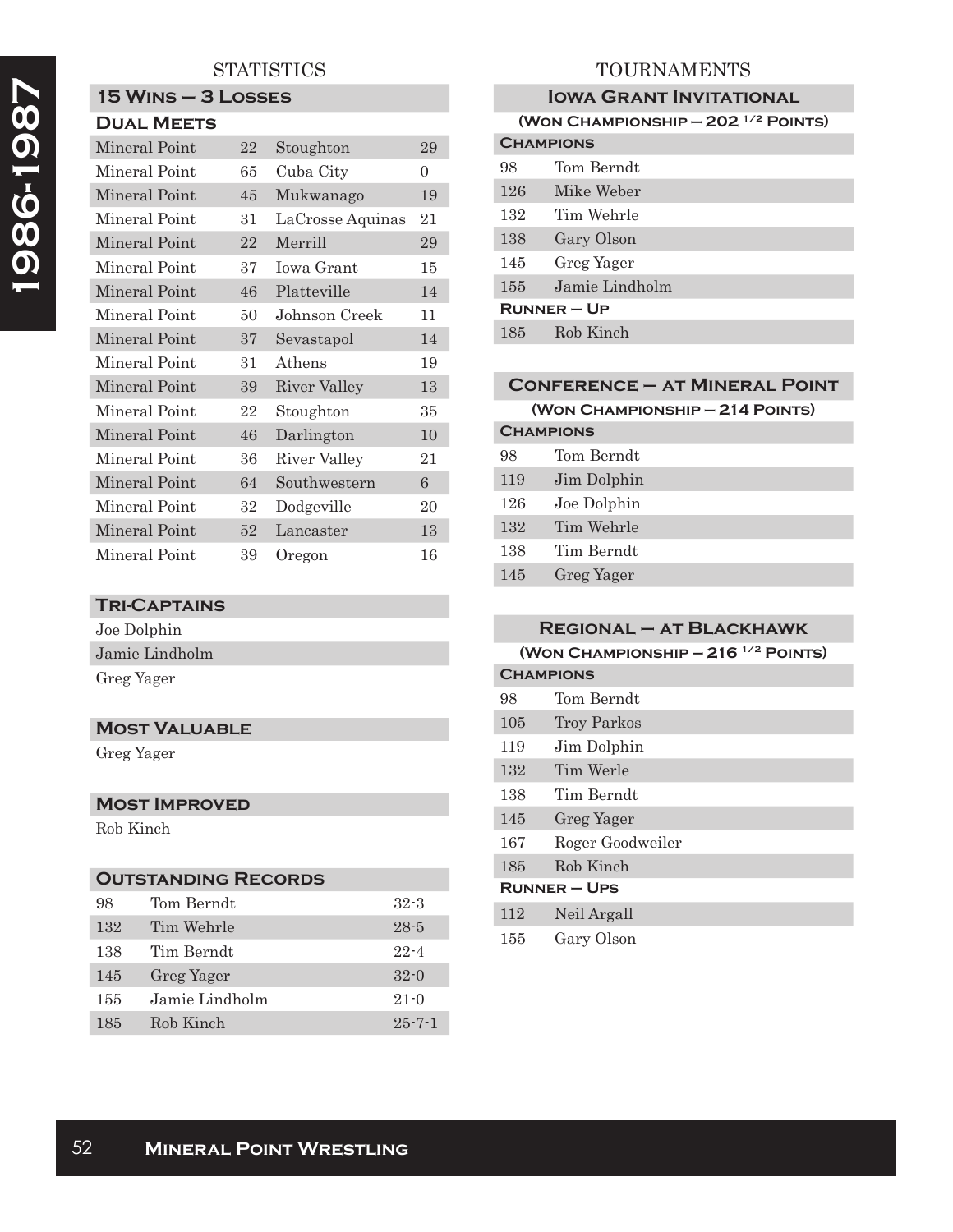# 1986-1987

## STATISTICS

### 15 Wins – 3 Losses

**Dual Meets**

| | | | |
|---|---|---|---|
| Mineral Point | 22 | Stoughton | 29 |
| Mineral Point | 65 | Cuba City | 0 |
| Mineral Point | 45 | Mukwanago | 19 |
| Mineral Point | 31 | LaCrosse Aquinas | 21 |
| Mineral Point | 22 | Merrill | 29 |
| Mineral Point | 37 | Iowa Grant | 15 |
| Mineral Point | 46 | Platteville | 14 |
| Mineral Point | 50 | Johnson Creek | 11 |
| Mineral Point | 37 | Sevastapol | 14 |
| Mineral Point | 31 | Athens | 19 |
| Mineral Point | 39 | River Valley | 13 |
| Mineral Point | 22 | Stoughton | 35 |
| Mineral Point | 46 | Darlington | 10 |
| Mineral Point | 36 | River Valley | 21 |
| Mineral Point | 64 | Southwestern | 6 |
| Mineral Point | 32 | Dodgeville | 20 |
| Mineral Point | 52 | Lancaster | 13 |
| Mineral Point | 39 | Oregon | 16 |

### Tri-Captains

Joe Dolphin
Jamie Lindholm
Greg Yager

### Most Valuable

Greg Yager

### Most Improved

Rob Kinch

### Outstanding Records

| | | |
|---|---|---|
| 98 | Tom Berndt | 32-3 |
| 132 | Tim Wehrle | 28-5 |
| 138 | Tim Berndt | 22-4 |
| 145 | Greg Yager | 32-0 |
| 155 | Jamie Lindholm | 21-0 |
| 185 | Rob Kinch | 25-7-1 |

## TOURNAMENTS

### Iowa Grant Invitational

**(Won Championship – 202 1/2 Points)**

**Champions**

| | |
|---|---|
| 98 | Tom Berndt |
| 126 | Mike Weber |
| 132 | Tim Wehrle |
| 138 | Gary Olson |
| 145 | Greg Yager |
| 155 | Jamie Lindholm |

**Runner – Up**

| | |
|---|---|
| 185 | Rob Kinch |

### Conference – at Mineral Point

**(Won Championship – 214 Points)**

**Champions**

| | |
|---|---|
| 98 | Tom Berndt |
| 119 | Jim Dolphin |
| 126 | Joe Dolphin |
| 132 | Tim Wehrle |
| 138 | Tim Berndt |
| 145 | Greg Yager |

### Regional – at Blackhawk

**(Won Championship – 216 1/2 Points)**

**Champions**

| | |
|---|---|
| 98 | Tom Berndt |
| 105 | Troy Parkos |
| 119 | Jim Dolphin |
| 132 | Tim Werle |
| 138 | Tim Berndt |
| 145 | Greg Yager |
| 167 | Roger Goodweiler |
| 185 | Rob Kinch |

**Runner – Ups**

| | |
|---|---|
| 112 | Neil Argall |
| 155 | Gary Olson |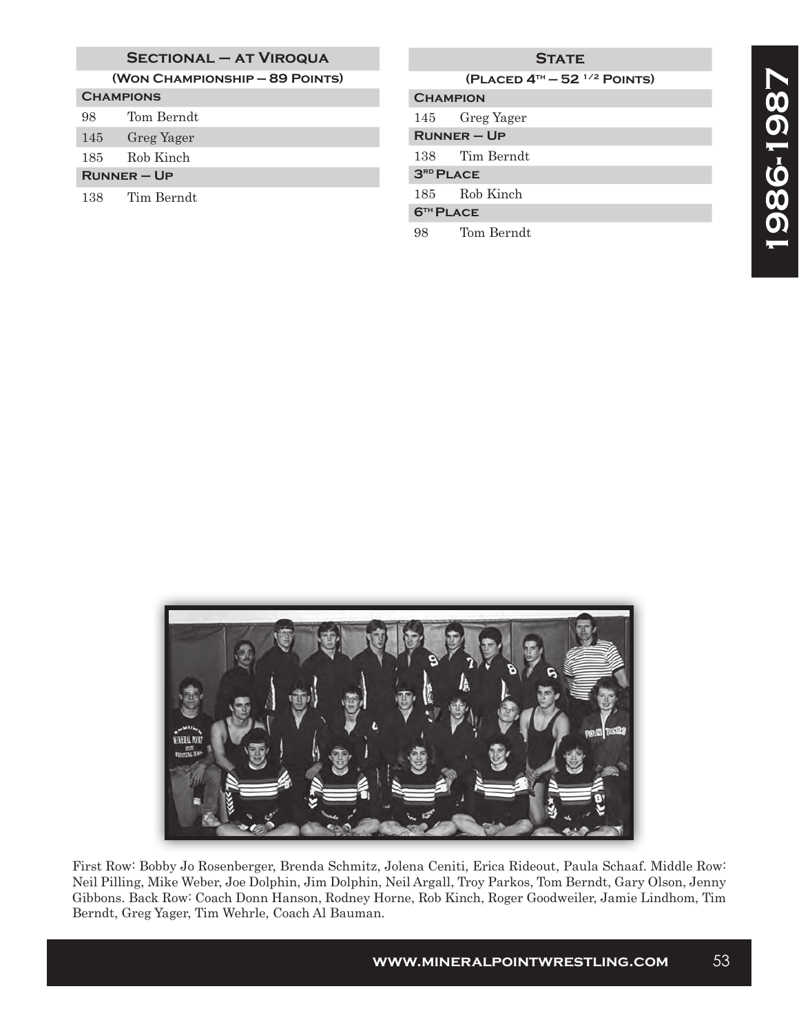## Sectional – at Viroqua

**(Won Championship – 89 Points)**

| | |
|---|---|
| **Champions** | |
| 98 | Tom Berndt |
| 145 | Greg Yager |
| 185 | Rob Kinch |
| **Runner – Up** | |
| 138 | Tim Berndt |

## State

**(Placed 4th – 52 1/2 Points)**

| | |
|---|---|
| **Champion** | |
| 145 | Greg Yager |
| **Runner – Up** | |
| 138 | Tim Berndt |
| **3rd Place** | |
| 185 | Rob Kinch |
| **6th Place** | |
| 98 | Tom Berndt |

First Row: Bobby Jo Rosenberger, Brenda Schmitz, Jolena Ceniti, Erica Rideout, Paula Schaaf. Middle Row: Neil Pilling, Mike Weber, Joe Dolphin, Jim Dolphin, Neil Argall, Troy Parkos, Tom Berndt, Gary Olson, Jenny Gibbons. Back Row: Coach Donn Hanson, Rodney Horne, Rob Kinch, Roger Goodweiler, Jamie Lindhom, Tim Berndt, Greg Yager, Tim Wehrle, Coach Al Bauman.